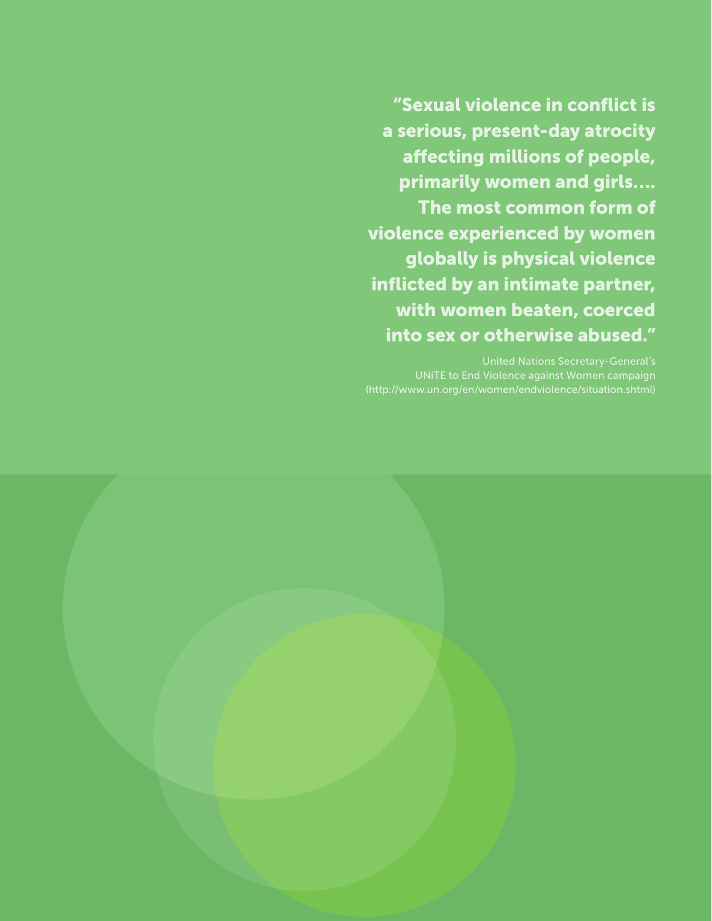**"Sexual violence in conflict is a serious, present-day atrocity affecting millions of people, primarily women and girls…. The most common form of violence experienced by women globally is physical violence inflicted by an intimate partner, with women beaten, coerced into sex or otherwise abused."**

United Nations Secretary-General's
UNiTE to End Violence against Women campaign
(http://www.un.org/en/women/endviolence/situation.shtml)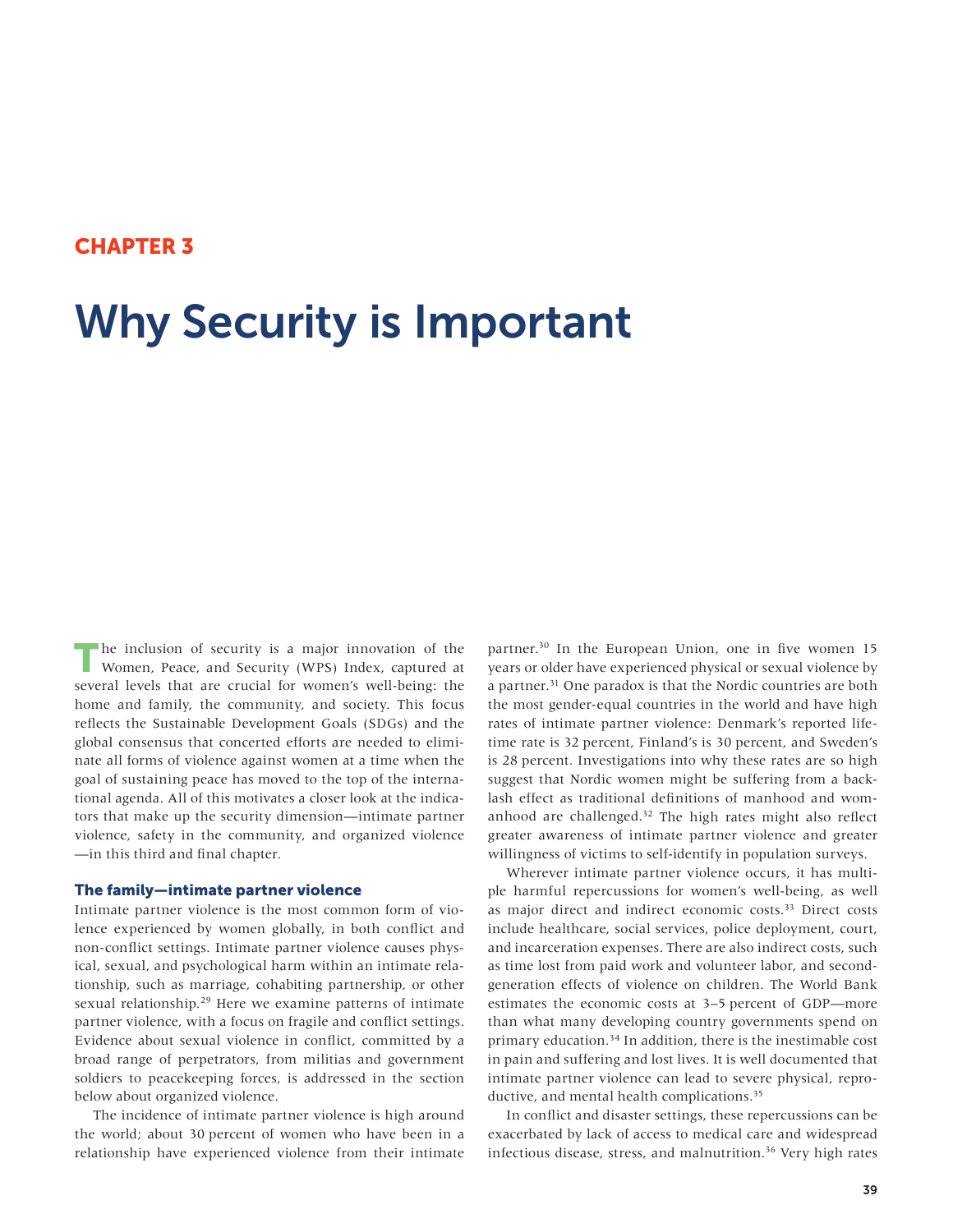# CHAPTER 3

# Why Security is Important

The inclusion of security is a major innovation of the Women, Peace, and Security (WPS) Index, captured at several levels that are crucial for women's well-being: the home and family, the community, and society. This focus reflects the Sustainable Development Goals (SDGs) and the global consensus that concerted efforts are needed to eliminate all forms of violence against women at a time when the goal of sustaining peace has moved to the top of the international agenda. All of this motivates a closer look at the indicators that make up the security dimension—intimate partner violence, safety in the community, and organized violence—in this third and final chapter.

### The family—intimate partner violence

Intimate partner violence is the most common form of violence experienced by women globally, in both conflict and non-conflict settings. Intimate partner violence causes physical, sexual, and psychological harm within an intimate relationship, such as marriage, cohabiting partnership, or other sexual relationship.[29] Here we examine patterns of intimate partner violence, with a focus on fragile and conflict settings. Evidence about sexual violence in conflict, committed by a broad range of perpetrators, from militias and government soldiers to peacekeeping forces, is addressed in the section below about organized violence.

The incidence of intimate partner violence is high around the world; about 30 percent of women who have been in a relationship have experienced violence from their intimate partner.[30] In the European Union, one in five women 15 years or older have experienced physical or sexual violence by a partner.[31] One paradox is that the Nordic countries are both the most gender-equal countries in the world and have high rates of intimate partner violence: Denmark's reported lifetime rate is 32 percent, Finland's is 30 percent, and Sweden's is 28 percent. Investigations into why these rates are so high suggest that Nordic women might be suffering from a backlash effect as traditional definitions of manhood and womanhood are challenged.[32] The high rates might also reflect greater awareness of intimate partner violence and greater willingness of victims to self-identify in population surveys.

Wherever intimate partner violence occurs, it has multiple harmful repercussions for women's well-being, as well as major direct and indirect economic costs.[33] Direct costs include healthcare, social services, police deployment, court, and incarceration expenses. There are also indirect costs, such as time lost from paid work and volunteer labor, and second-generation effects of violence on children. The World Bank estimates the economic costs at 3–5 percent of GDP—more than what many developing country governments spend on primary education.[34] In addition, there is the inestimable cost in pain and suffering and lost lives. It is well documented that intimate partner violence can lead to severe physical, reproductive, and mental health complications.[35]

In conflict and disaster settings, these repercussions can be exacerbated by lack of access to medical care and widespread infectious disease, stress, and malnutrition.[36] Very high rates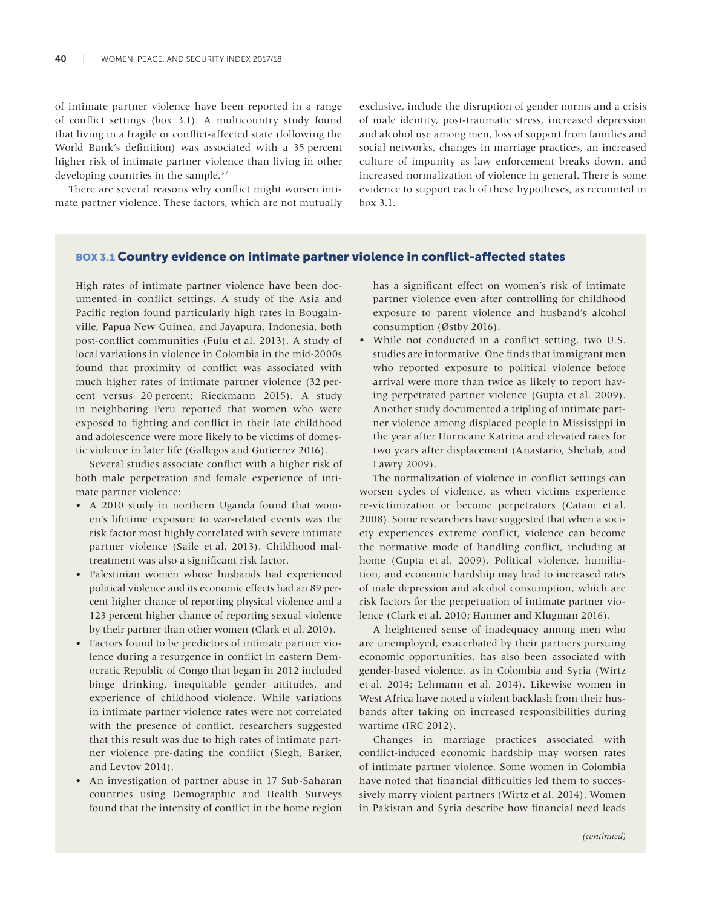of intimate partner violence have been reported in a range of conflict settings (box 3.1). A multicountry study found that living in a fragile or conflict-affected state (following the World Bank's definition) was associated with a 35 percent higher risk of intimate partner violence than living in other developing countries in the sample.[37]

There are several reasons why conflict might worsen intimate partner violence. These factors, which are not mutually exclusive, include the disruption of gender norms and a crisis of male identity, post-traumatic stress, increased depression and alcohol use among men, loss of support from families and social networks, changes in marriage practices, an increased culture of impunity as law enforcement breaks down, and increased normalization of violence in general. There is some evidence to support each of these hypotheses, as recounted in box 3.1.

### BOX 3.1 Country evidence on intimate partner violence in conflict-affected states

High rates of intimate partner violence have been documented in conflict settings. A study of the Asia and Pacific region found particularly high rates in Bougainville, Papua New Guinea, and Jayapura, Indonesia, both post-conflict communities (Fulu et al. 2013). A study of local variations in violence in Colombia in the mid-2000s found that proximity of conflict was associated with much higher rates of intimate partner violence (32 percent versus 20 percent; Rieckmann 2015). A study in neighboring Peru reported that women who were exposed to fighting and conflict in their late childhood and adolescence were more likely to be victims of domestic violence in later life (Gallegos and Gutierrez 2016).

Several studies associate conflict with a higher risk of both male perpetration and female experience of intimate partner violence:

- A 2010 study in northern Uganda found that women's lifetime exposure to war-related events was the risk factor most highly correlated with severe intimate partner violence (Saile et al. 2013). Childhood maltreatment was also a significant risk factor.
- Palestinian women whose husbands had experienced political violence and its economic effects had an 89 percent higher chance of reporting physical violence and a 123 percent higher chance of reporting sexual violence by their partner than other women (Clark et al. 2010).
- Factors found to be predictors of intimate partner violence during a resurgence in conflict in eastern Democratic Republic of Congo that began in 2012 included binge drinking, inequitable gender attitudes, and experience of childhood violence. While variations in intimate partner violence rates were not correlated with the presence of conflict, researchers suggested that this result was due to high rates of intimate partner violence pre-dating the conflict (Slegh, Barker, and Levtov 2014).
- An investigation of partner abuse in 17 Sub-Saharan countries using Demographic and Health Surveys found that the intensity of conflict in the home region has a significant effect on women's risk of intimate partner violence even after controlling for childhood exposure to parent violence and husband's alcohol consumption (Østby 2016).
- While not conducted in a conflict setting, two U.S. studies are informative. One finds that immigrant men who reported exposure to political violence before arrival were more than twice as likely to report having perpetrated partner violence (Gupta et al. 2009). Another study documented a tripling of intimate partner violence among displaced people in Mississippi in the year after Hurricane Katrina and elevated rates for two years after displacement (Anastario, Shehab, and Lawry 2009).

The normalization of violence in conflict settings can worsen cycles of violence, as when victims experience re-victimization or become perpetrators (Catani et al. 2008). Some researchers have suggested that when a society experiences extreme conflict, violence can become the normative mode of handling conflict, including at home (Gupta et al. 2009). Political violence, humiliation, and economic hardship may lead to increased rates of male depression and alcohol consumption, which are risk factors for the perpetuation of intimate partner violence (Clark et al. 2010; Hanmer and Klugman 2016).

A heightened sense of inadequacy among men who are unemployed, exacerbated by their partners pursuing economic opportunities, has also been associated with gender-based violence, as in Colombia and Syria (Wirtz et al. 2014; Lehmann et al. 2014). Likewise women in West Africa have noted a violent backlash from their husbands after taking on increased responsibilities during wartime (IRC 2012).

Changes in marriage practices associated with conflict-induced economic hardship may worsen rates of intimate partner violence. Some women in Colombia have noted that financial difficulties led them to successively marry violent partners (Wirtz et al. 2014). Women in Pakistan and Syria describe how financial need leads

*(continued)*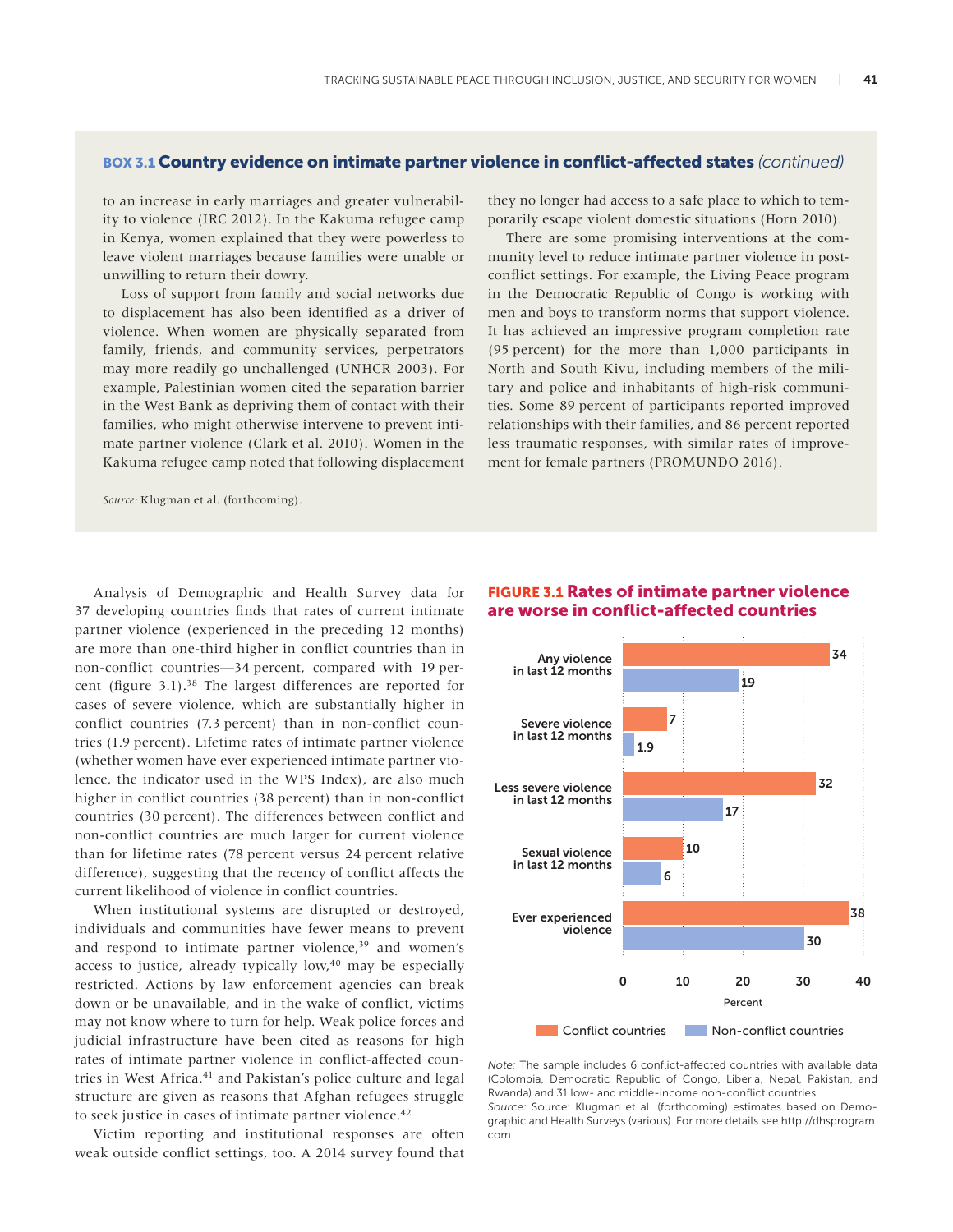### BOX 3.1 Country evidence on intimate partner violence in conflict-affected states *(continued)*

to an increase in early marriages and greater vulnerability to violence (IRC 2012). In the Kakuma refugee camp in Kenya, women explained that they were powerless to leave violent marriages because families were unable or unwilling to return their dowry.

Loss of support from family and social networks due to displacement has also been identified as a driver of violence. When women are physically separated from family, friends, and community services, perpetrators may more readily go unchallenged (UNHCR 2003). For example, Palestinian women cited the separation barrier in the West Bank as depriving them of contact with their families, who might otherwise intervene to prevent intimate partner violence (Clark et al. 2010). Women in the Kakuma refugee camp noted that following displacement they no longer had access to a safe place to which to temporarily escape violent domestic situations (Horn 2010).

There are some promising interventions at the community level to reduce intimate partner violence in post-conflict settings. For example, the Living Peace program in the Democratic Republic of Congo is working with men and boys to transform norms that support violence. It has achieved an impressive program completion rate (95 percent) for the more than 1,000 participants in North and South Kivu, including members of the military and police and inhabitants of high-risk communities. Some 89 percent of participants reported improved relationships with their families, and 86 percent reported less traumatic responses, with similar rates of improvement for female partners (PROMUNDO 2016).

*Source:* Klugman et al. (forthcoming).

Analysis of Demographic and Health Survey data for 37 developing countries finds that rates of current intimate partner violence (experienced in the preceding 12 months) are more than one-third higher in conflict countries than in non-conflict countries—34 percent, compared with 19 percent (figure 3.1).[38] The largest differences are reported for cases of severe violence, which are substantially higher in conflict countries (7.3 percent) than in non-conflict countries (1.9 percent). Lifetime rates of intimate partner violence (whether women have ever experienced intimate partner violence, the indicator used in the WPS Index), are also much higher in conflict countries (38 percent) than in non-conflict countries (30 percent). The differences between conflict and non-conflict countries are much larger for current violence than for lifetime rates (78 percent versus 24 percent relative difference), suggesting that the recency of conflict affects the current likelihood of violence in conflict countries.

When institutional systems are disrupted or destroyed, individuals and communities have fewer means to prevent and respond to intimate partner violence,[39] and women's access to justice, already typically low,[40] may be especially restricted. Actions by law enforcement agencies can break down or be unavailable, and in the wake of conflict, victims may not know where to turn for help. Weak police forces and judicial infrastructure have been cited as reasons for high rates of intimate partner violence in conflict-affected countries in West Africa,[41] and Pakistan's police culture and legal structure are given as reasons that Afghan refugees struggle to seek justice in cases of intimate partner violence.[42]

Victim reporting and institutional responses are often weak outside conflict settings, too. A 2014 survey found that

**FIGURE 3.1 Rates of intimate partner violence are worse in conflict-affected countries**

| Percent | Conflict countries | Non-conflict countries |
|---|---|---|
| Any violence in last 12 months | 34 | 19 |
| Severe violence in last 12 months | 7 | 1.9 |
| Less severe violence in last 12 months | 32 | 17 |
| Sexual violence in last 12 months | 10 | 6 |
| Ever experienced violence | 38 | 30 |

*Note:* The sample includes 6 conflict-affected countries with available data (Colombia, Democratic Republic of Congo, Liberia, Nepal, Pakistan, and Rwanda) and 31 low- and middle-income non-conflict countries.
*Source:* Source: Klugman et al. (forthcoming) estimates based on Demographic and Health Surveys (various). For more details see http://dhsprogram.com.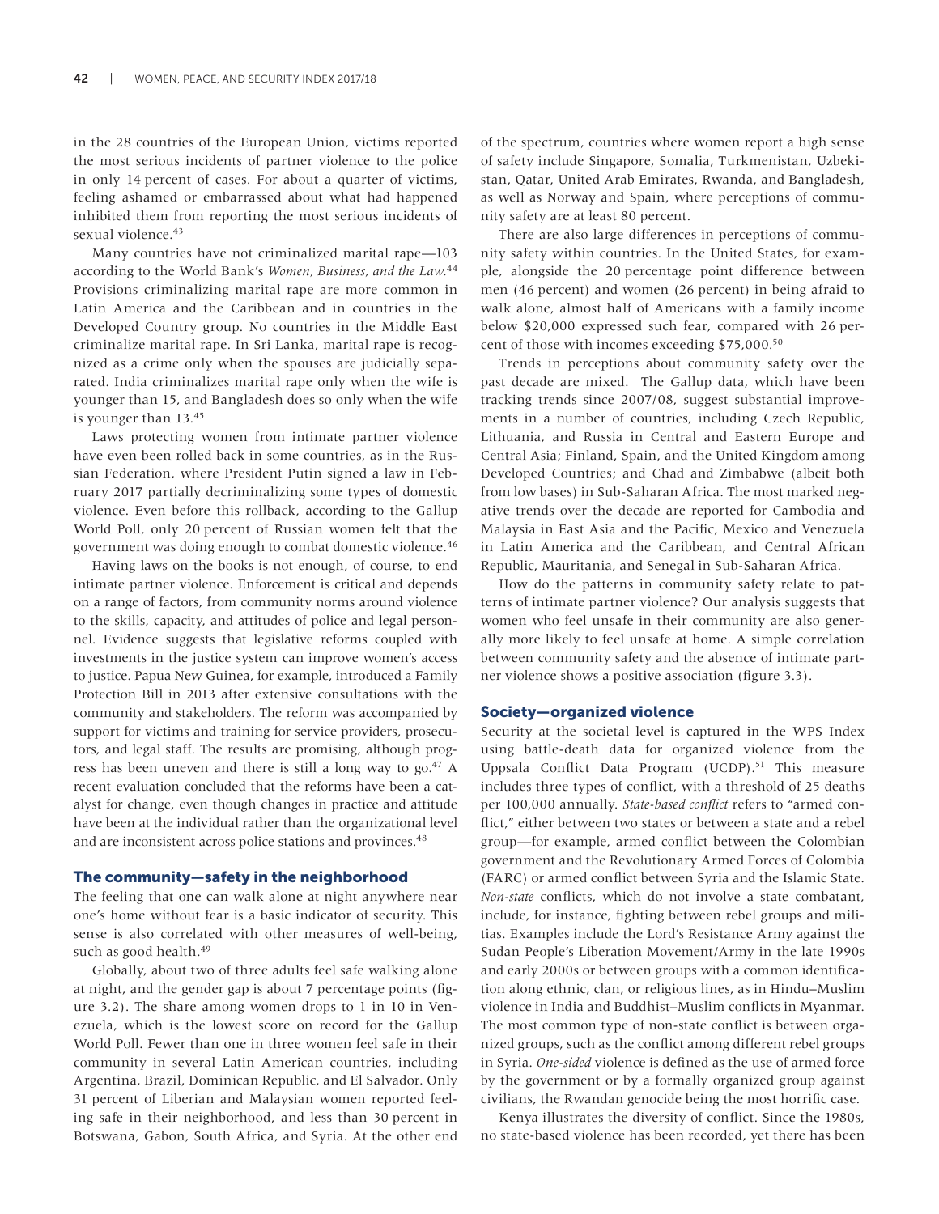in the 28 countries of the European Union, victims reported the most serious incidents of partner violence to the police in only 14 percent of cases. For about a quarter of victims, feeling ashamed or embarrassed about what had happened inhibited them from reporting the most serious incidents of sexual violence.[43]

Many countries have not criminalized marital rape—103 according to the World Bank's *Women, Business, and the Law.*[44] Provisions criminalizing marital rape are more common in Latin America and the Caribbean and in countries in the Developed Country group. No countries in the Middle East criminalize marital rape. In Sri Lanka, marital rape is recognized as a crime only when the spouses are judicially separated. India criminalizes marital rape only when the wife is younger than 15, and Bangladesh does so only when the wife is younger than 13.[45]

Laws protecting women from intimate partner violence have even been rolled back in some countries, as in the Russian Federation, where President Putin signed a law in February 2017 partially decriminalizing some types of domestic violence. Even before this rollback, according to the Gallup World Poll, only 20 percent of Russian women felt that the government was doing enough to combat domestic violence.[46]

Having laws on the books is not enough, of course, to end intimate partner violence. Enforcement is critical and depends on a range of factors, from community norms around violence to the skills, capacity, and attitudes of police and legal personnel. Evidence suggests that legislative reforms coupled with investments in the justice system can improve women's access to justice. Papua New Guinea, for example, introduced a Family Protection Bill in 2013 after extensive consultations with the community and stakeholders. The reform was accompanied by support for victims and training for service providers, prosecutors, and legal staff. The results are promising, although progress has been uneven and there is still a long way to go.[47] A recent evaluation concluded that the reforms have been a catalyst for change, even though changes in practice and attitude have been at the individual rather than the organizational level and are inconsistent across police stations and provinces.[48]

### The community—safety in the neighborhood

The feeling that one can walk alone at night anywhere near one's home without fear is a basic indicator of security. This sense is also correlated with other measures of well-being, such as good health.[49]

Globally, about two of three adults feel safe walking alone at night, and the gender gap is about 7 percentage points (figure 3.2). The share among women drops to 1 in 10 in Venezuela, which is the lowest score on record for the Gallup World Poll. Fewer than one in three women feel safe in their community in several Latin American countries, including Argentina, Brazil, Dominican Republic, and El Salvador. Only 31 percent of Liberian and Malaysian women reported feeling safe in their neighborhood, and less than 30 percent in Botswana, Gabon, South Africa, and Syria. At the other end of the spectrum, countries where women report a high sense of safety include Singapore, Somalia, Turkmenistan, Uzbekistan, Qatar, United Arab Emirates, Rwanda, and Bangladesh, as well as Norway and Spain, where perceptions of community safety are at least 80 percent.

There are also large differences in perceptions of community safety within countries. In the United States, for example, alongside the 20 percentage point difference between men (46 percent) and women (26 percent) in being afraid to walk alone, almost half of Americans with a family income below $20,000 expressed such fear, compared with 26 percent of those with incomes exceeding $75,000.[50]

Trends in perceptions about community safety over the past decade are mixed. The Gallup data, which have been tracking trends since 2007/08, suggest substantial improvements in a number of countries, including Czech Republic, Lithuania, and Russia in Central and Eastern Europe and Central Asia; Finland, Spain, and the United Kingdom among Developed Countries; and Chad and Zimbabwe (albeit both from low bases) in Sub-Saharan Africa. The most marked negative trends over the decade are reported for Cambodia and Malaysia in East Asia and the Pacific, Mexico and Venezuela in Latin America and the Caribbean, and Central African Republic, Mauritania, and Senegal in Sub-Saharan Africa.

How do the patterns in community safety relate to patterns of intimate partner violence? Our analysis suggests that women who feel unsafe in their community are also generally more likely to feel unsafe at home. A simple correlation between community safety and the absence of intimate partner violence shows a positive association (figure 3.3).

### Society—organized violence

Security at the societal level is captured in the WPS Index using battle-death data for organized violence from the Uppsala Conflict Data Program (UCDP).[51] This measure includes three types of conflict, with a threshold of 25 deaths per 100,000 annually. *State-based conflict* refers to "armed conflict," either between two states or between a state and a rebel group—for example, armed conflict between the Colombian government and the Revolutionary Armed Forces of Colombia (FARC) or armed conflict between Syria and the Islamic State. *Non-state* conflicts, which do not involve a state combatant, include, for instance, fighting between rebel groups and militias. Examples include the Lord's Resistance Army against the Sudan People's Liberation Movement/Army in the late 1990s and early 2000s or between groups with a common identification along ethnic, clan, or religious lines, as in Hindu–Muslim violence in India and Buddhist–Muslim conflicts in Myanmar. The most common type of non-state conflict is between organized groups, such as the conflict among different rebel groups in Syria. *One-sided* violence is defined as the use of armed force by the government or by a formally organized group against civilians, the Rwandan genocide being the most horrific case.

Kenya illustrates the diversity of conflict. Since the 1980s, no state-based violence has been recorded, yet there has been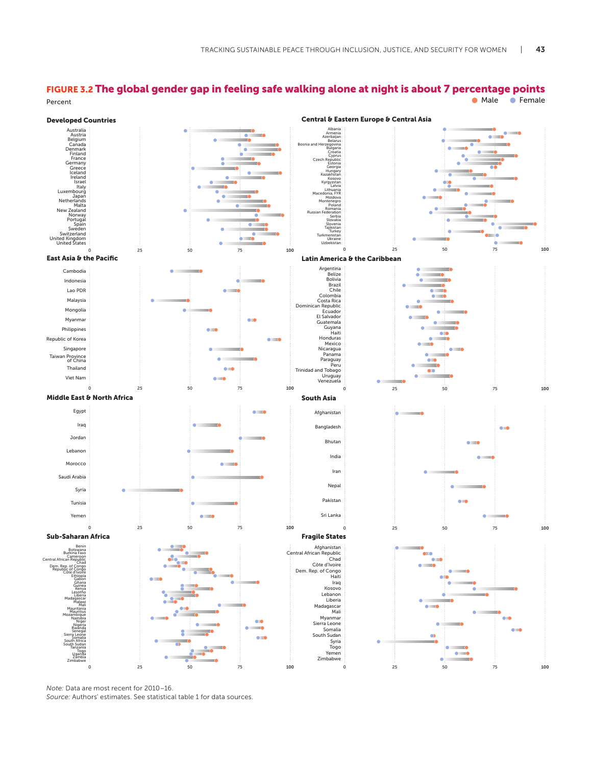## FIGURE 3.2 The global gender gap in feeling safe walking alone at night is about 7 percentage points

Percent

Male Female

**Developed Countries**

Australia, Austria, Belgium, Canada, Denmark, Finland, France, Germany, Greece, Iceland, Ireland, Israel, Italy, Luxembourg, Japan, Netherlands, Malta, New Zealand, Norway, Portugal, Spain, Sweden, Switzerland, United Kingdom, United States

**Central & Eastern Europe & Central Asia**

Albania, Armenia, Azerbaijan, Belarus, Bosnia and Herzegovina, Bulgaria, Croatia, Cyprus, Czech Republic, Estonia, Georgia, Hungary, Kazakhstan, Kosovo, Kyrgyzstan, Latvia, Lithuania, Macedonia, FYR, Moldova, Montenegro, Poland, Romania, Russian Federation, Serbia, Slovakia, Slovenia, Tajikistan, Turkey, Turkmenistan, Ukraine, Uzbekistan

**East Asia & the Pacific**

Cambodia, Indonesia, Lao PDR, Malaysia, Mongolia, Myanmar, Philippines, Republic of Korea, Singapore, Taiwan Province of China, Thailand, Viet Nam

**Latin America & the Caribbean**

Argentina, Belize, Bolivia, Brazil, Chile, Colombia, Costa Rica, Dominican Republic, Ecuador, El Salvador, Guatemala, Guyana, Haiti, Honduras, Mexico, Nicaragua, Panama, Paraguay, Peru, Trinidad and Tobago, Uruguay, Venezuela

**Middle East & North Africa**

Egypt, Iraq, Jordan, Lebanon, Morocco, Saudi Arabia, Syria, Tunisia, Yemen

**South Asia**

Afghanistan, Bangladesh, Bhutan, India, Iran, Nepal, Pakistan, Sri Lanka

**Sub-Saharan Africa**

Benin, Botswana, Burkina Faso, Cameroon, Central African Republic, Chad, Dem. Rep. of Congo, Republic of Congo, Côte d'Ivoire, Ethiopia, Gabon, Ghana, Guinea, Kenya, Lesotho, Liberia, Madagascar, Malawi, Mali, Mauritania, Mauritius, Mozambique, Namibia, Niger, Nigeria, Rwanda, Senegal, Sierra Leone, Somalia, South Africa, South Sudan, Tanzania, Togo, Uganda, Zambia, Zimbabwe

**Fragile States**

Afghanistan, Central African Republic, Chad, Côte d'Ivoire, Dem. Rep. of Congo, Haiti, Iraq, Kosovo, Lebanon, Liberia, Madagascar, Mali, Myanmar, Sierra Leone, Somalia, South Sudan, Syria, Togo, Yemen, Zimbabwe

*Note:* Data are most recent for 2010–16.

*Source:* Authors' estimates. See statistical table 1 for data sources.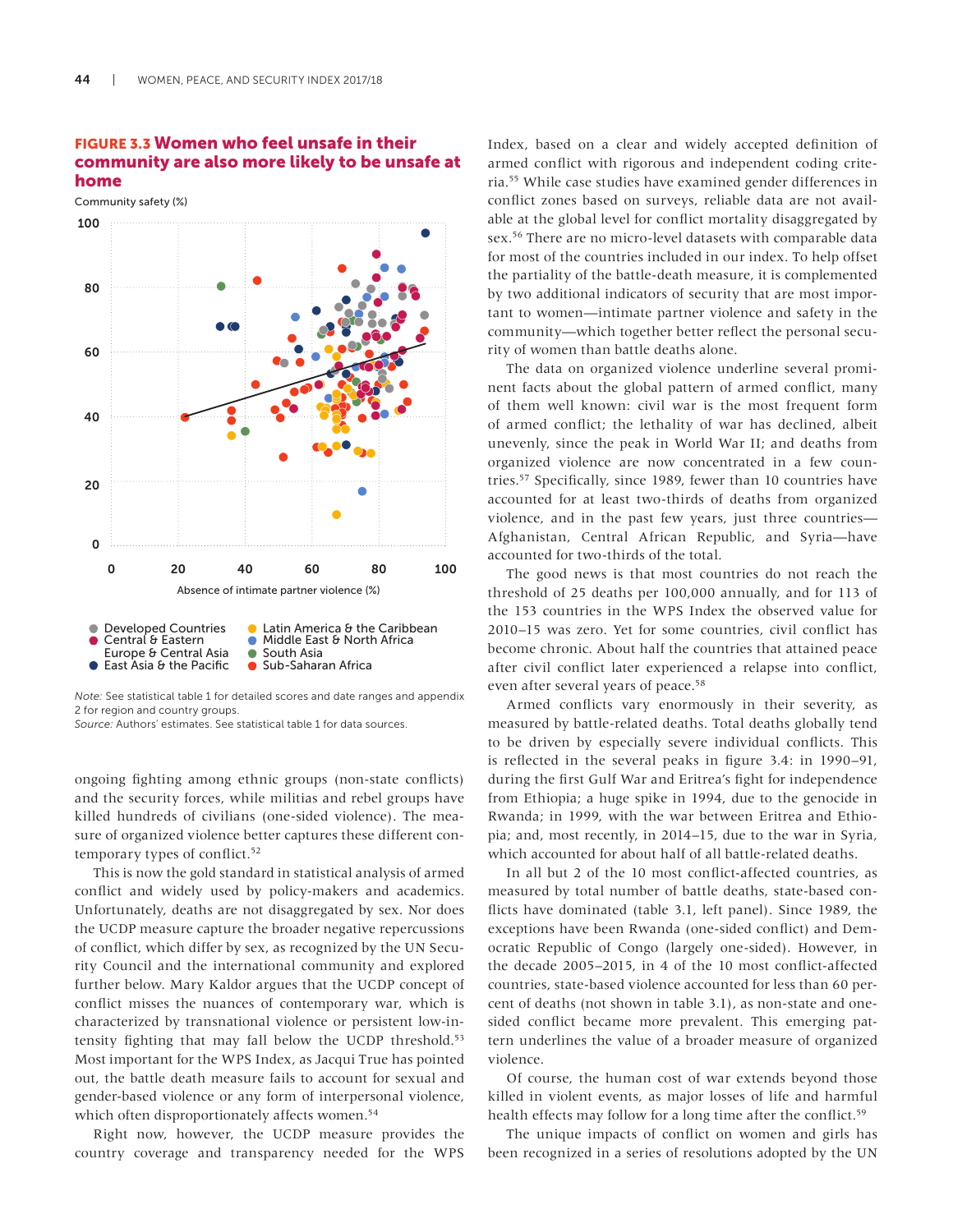**FIGURE 3.3 Women who feel unsafe in their community are also more likely to be unsafe at home**

Community safety (%)

Absence of intimate partner violence (%)

Developed Countries · Central & Eastern Europe & Central Asia · East Asia & the Pacific · Latin America & the Caribbean · Middle East & North Africa · South Asia · Sub-Saharan Africa

*Note:* See statistical table 1 for detailed scores and date ranges and appendix 2 for region and country groups.
*Source:* Authors' estimates. See statistical table 1 for data sources.

ongoing fighting among ethnic groups (non-state conflicts) and the security forces, while militias and rebel groups have killed hundreds of civilians (one-sided violence). The measure of organized violence better captures these different contemporary types of conflict.[52]

This is now the gold standard in statistical analysis of armed conflict and widely used by policy-makers and academics. Unfortunately, deaths are not disaggregated by sex. Nor does the UCDP measure capture the broader negative repercussions of conflict, which differ by sex, as recognized by the UN Security Council and the international community and explored further below. Mary Kaldor argues that the UCDP concept of conflict misses the nuances of contemporary war, which is characterized by transnational violence or persistent low-intensity fighting that may fall below the UCDP threshold.[53] Most important for the WPS Index, as Jacqui True has pointed out, the battle death measure fails to account for sexual and gender-based violence or any form of interpersonal violence, which often disproportionately affects women.[54]

Right now, however, the UCDP measure provides the country coverage and transparency needed for the WPS Index, based on a clear and widely accepted definition of armed conflict with rigorous and independent coding criteria.[55] While case studies have examined gender differences in conflict zones based on surveys, reliable data are not available at the global level for conflict mortality disaggregated by sex.[56] There are no micro-level datasets with comparable data for most of the countries included in our index. To help offset the partiality of the battle-death measure, it is complemented by two additional indicators of security that are most important to women—intimate partner violence and safety in the community—which together better reflect the personal security of women than battle deaths alone.

The data on organized violence underline several prominent facts about the global pattern of armed conflict, many of them well known: civil war is the most frequent form of armed conflict; the lethality of war has declined, albeit unevenly, since the peak in World War II; and deaths from organized violence are now concentrated in a few countries.[57] Specifically, since 1989, fewer than 10 countries have accounted for at least two-thirds of deaths from organized violence, and in the past few years, just three countries—Afghanistan, Central African Republic, and Syria—have accounted for two-thirds of the total.

The good news is that most countries do not reach the threshold of 25 deaths per 100,000 annually, and for 113 of the 153 countries in the WPS Index the observed value for 2010–15 was zero. Yet for some countries, civil conflict has become chronic. About half the countries that attained peace after civil conflict later experienced a relapse into conflict, even after several years of peace.[58]

Armed conflicts vary enormously in their severity, as measured by battle-related deaths. Total deaths globally tend to be driven by especially severe individual conflicts. This is reflected in the several peaks in figure 3.4: in 1990–91, during the first Gulf War and Eritrea's fight for independence from Ethiopia; a huge spike in 1994, due to the genocide in Rwanda; in 1999, with the war between Eritrea and Ethiopia; and, most recently, in 2014–15, due to the war in Syria, which accounted for about half of all battle-related deaths.

In all but 2 of the 10 most conflict-affected countries, as measured by total number of battle deaths, state-based conflicts have dominated (table 3.1, left panel). Since 1989, the exceptions have been Rwanda (one-sided conflict) and Democratic Republic of Congo (largely one-sided). However, in the decade 2005–2015, in 4 of the 10 most conflict-affected countries, state-based violence accounted for less than 60 percent of deaths (not shown in table 3.1), as non-state and one-sided conflict became more prevalent. This emerging pattern underlines the value of a broader measure of organized violence.

Of course, the human cost of war extends beyond those killed in violent events, as major losses of life and harmful health effects may follow for a long time after the conflict.[59]

The unique impacts of conflict on women and girls has been recognized in a series of resolutions adopted by the UN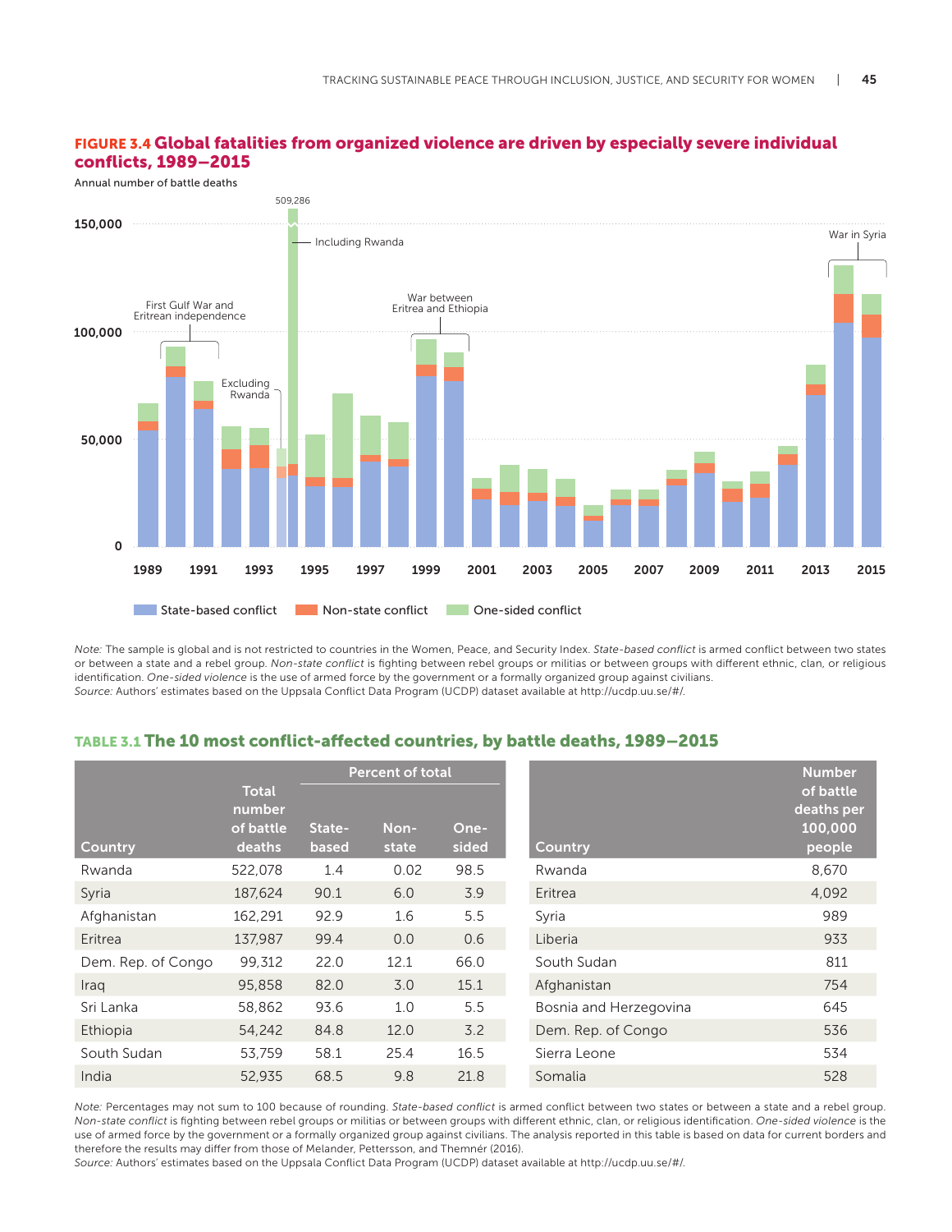**FIGURE 3.4 Global fatalities from organized violence are driven by especially severe individual conflicts, 1989–2015**

Annual number of battle deaths

509,286

150,000

100,000

50,000

0

1989 1991 1993 1995 1997 1999 2001 2003 2005 2007 2009 2011 2013 2015

First Gulf War and Eritrean independence

Excluding Rwanda

Including Rwanda

War between Eritrea and Ethiopia

War in Syria

State-based conflict | Non-state conflict | One-sided conflict

*Note:* The sample is global and is not restricted to countries in the Women, Peace, and Security Index. *State-based conflict* is armed conflict between two states or between a state and a rebel group. *Non-state conflict* is fighting between rebel groups or militias or between groups with different ethnic, clan, or religious identification. *One-sided violence* is the use of armed force by the government or a formally organized group against civilians.
*Source:* Authors' estimates based on the Uppsala Conflict Data Program (UCDP) dataset available at http://ucdp.uu.se/#/.

**TABLE 3.1 The 10 most conflict-affected countries, by battle deaths, 1989–2015**

| Country | Total number of battle deaths | Percent of total | | |
|---|---|---|---|---|
| | | State-based | Non-state | One-sided |
| Rwanda | 522,078 | 1.4 | 0.02 | 98.5 |
| Syria | 187,624 | 90.1 | 6.0 | 3.9 |
| Afghanistan | 162,291 | 92.9 | 1.6 | 5.5 |
| Eritrea | 137,987 | 99.4 | 0.0 | 0.6 |
| Dem. Rep. of Congo | 99,312 | 22.0 | 12.1 | 66.0 |
| Iraq | 95,858 | 82.0 | 3.0 | 15.1 |
| Sri Lanka | 58,862 | 93.6 | 1.0 | 5.5 |
| Ethiopia | 54,242 | 84.8 | 12.0 | 3.2 |
| South Sudan | 53,759 | 58.1 | 25.4 | 16.5 |
| India | 52,935 | 68.5 | 9.8 | 21.8 |

| Country | Number of battle deaths per 100,000 people |
|---|---|
| Rwanda | 8,670 |
| Eritrea | 4,092 |
| Syria | 989 |
| Liberia | 933 |
| South Sudan | 811 |
| Afghanistan | 754 |
| Bosnia and Herzegovina | 645 |
| Dem. Rep. of Congo | 536 |
| Sierra Leone | 534 |
| Somalia | 528 |

*Note:* Percentages may not sum to 100 because of rounding. *State-based conflict* is armed conflict between two states or between a state and a rebel group. *Non-state conflict* is fighting between rebel groups or militias or between groups with different ethnic, clan, or religious identification. *One-sided violence* is the use of armed force by the government or a formally organized group against civilians. The analysis reported in this table is based on data for current borders and therefore the results may differ from those of Melander, Pettersson, and Themnér (2016).
*Source:* Authors' estimates based on the Uppsala Conflict Data Program (UCDP) dataset available at http://ucdp.uu.se/#/.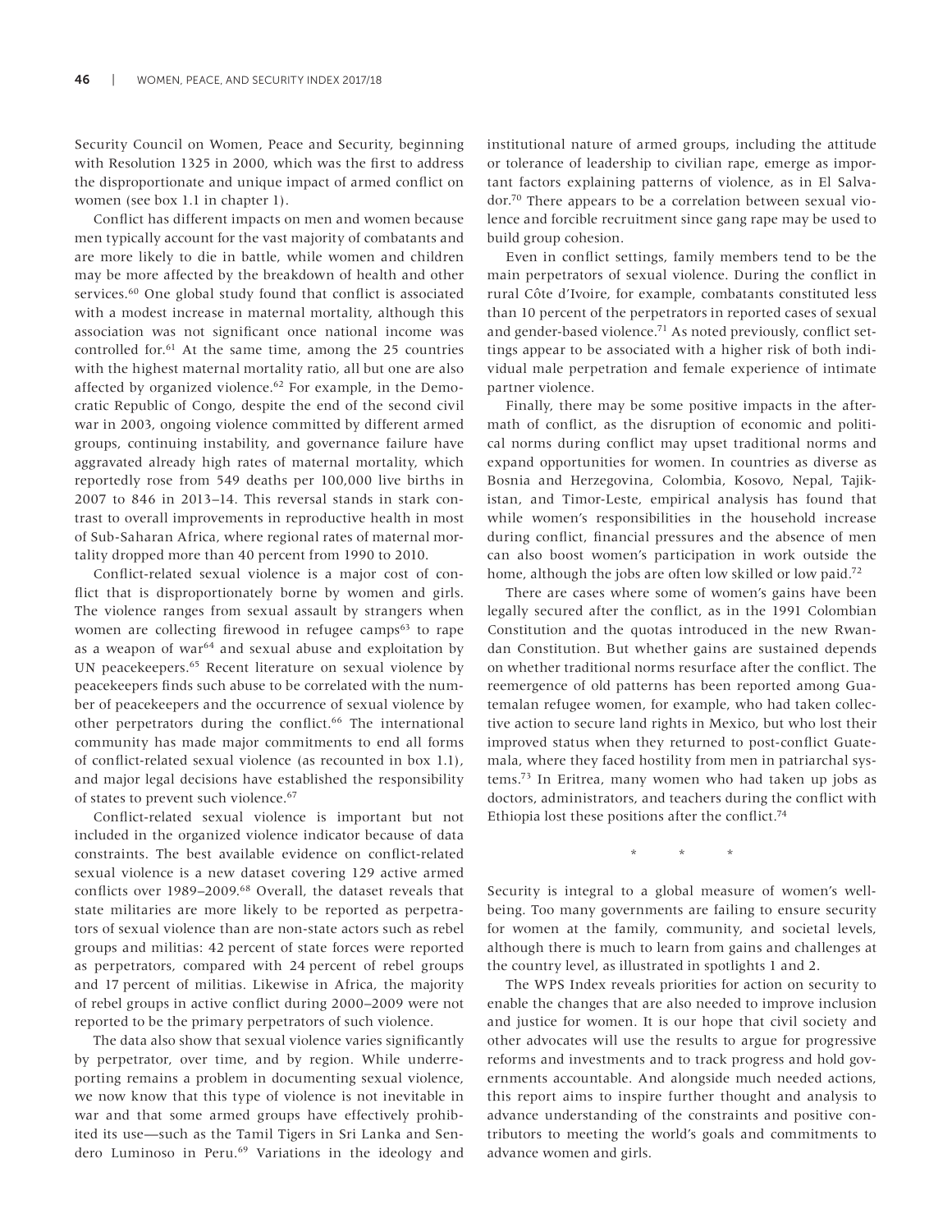Security Council on Women, Peace and Security, beginning with Resolution 1325 in 2000, which was the first to address the disproportionate and unique impact of armed conflict on women (see box 1.1 in chapter 1).

Conflict has different impacts on men and women because men typically account for the vast majority of combatants and are more likely to die in battle, while women and children may be more affected by the breakdown of health and other services.[60] One global study found that conflict is associated with a modest increase in maternal mortality, although this association was not significant once national income was controlled for.[61] At the same time, among the 25 countries with the highest maternal mortality ratio, all but one are also affected by organized violence.[62] For example, in the Democratic Republic of Congo, despite the end of the second civil war in 2003, ongoing violence committed by different armed groups, continuing instability, and governance failure have aggravated already high rates of maternal mortality, which reportedly rose from 549 deaths per 100,000 live births in 2007 to 846 in 2013–14. This reversal stands in stark contrast to overall improvements in reproductive health in most of Sub-Saharan Africa, where regional rates of maternal mortality dropped more than 40 percent from 1990 to 2010.

Conflict-related sexual violence is a major cost of conflict that is disproportionately borne by women and girls. The violence ranges from sexual assault by strangers when women are collecting firewood in refugee camps[63] to rape as a weapon of war[64] and sexual abuse and exploitation by UN peacekeepers.[65] Recent literature on sexual violence by peacekeepers finds such abuse to be correlated with the number of peacekeepers and the occurrence of sexual violence by other perpetrators during the conflict.[66] The international community has made major commitments to end all forms of conflict-related sexual violence (as recounted in box 1.1), and major legal decisions have established the responsibility of states to prevent such violence.[67]

Conflict-related sexual violence is important but not included in the organized violence indicator because of data constraints. The best available evidence on conflict-related sexual violence is a new dataset covering 129 active armed conflicts over 1989–2009.[68] Overall, the dataset reveals that state militaries are more likely to be reported as perpetrators of sexual violence than are non-state actors such as rebel groups and militias: 42 percent of state forces were reported as perpetrators, compared with 24 percent of rebel groups and 17 percent of militias. Likewise in Africa, the majority of rebel groups in active conflict during 2000–2009 were not reported to be the primary perpetrators of such violence.

The data also show that sexual violence varies significantly by perpetrator, over time, and by region. While underreporting remains a problem in documenting sexual violence, we now know that this type of violence is not inevitable in war and that some armed groups have effectively prohibited its use—such as the Tamil Tigers in Sri Lanka and Sendero Luminoso in Peru.[69] Variations in the ideology and institutional nature of armed groups, including the attitude or tolerance of leadership to civilian rape, emerge as important factors explaining patterns of violence, as in El Salvador.[70] There appears to be a correlation between sexual violence and forcible recruitment since gang rape may be used to build group cohesion.

Even in conflict settings, family members tend to be the main perpetrators of sexual violence. During the conflict in rural Côte d'Ivoire, for example, combatants constituted less than 10 percent of the perpetrators in reported cases of sexual and gender-based violence.[71] As noted previously, conflict settings appear to be associated with a higher risk of both individual male perpetration and female experience of intimate partner violence.

Finally, there may be some positive impacts in the aftermath of conflict, as the disruption of economic and political norms during conflict may upset traditional norms and expand opportunities for women. In countries as diverse as Bosnia and Herzegovina, Colombia, Kosovo, Nepal, Tajikistan, and Timor-Leste, empirical analysis has found that while women's responsibilities in the household increase during conflict, financial pressures and the absence of men can also boost women's participation in work outside the home, although the jobs are often low skilled or low paid.[72]

There are cases where some of women's gains have been legally secured after the conflict, as in the 1991 Colombian Constitution and the quotas introduced in the new Rwandan Constitution. But whether gains are sustained depends on whether traditional norms resurface after the conflict. The reemergence of old patterns has been reported among Guatemalan refugee women, for example, who had taken collective action to secure land rights in Mexico, but who lost their improved status when they returned to post-conflict Guatemala, where they faced hostility from men in patriarchal systems.[73] In Eritrea, many women who had taken up jobs as doctors, administrators, and teachers during the conflict with Ethiopia lost these positions after the conflict.[74]

\* \* \*

Security is integral to a global measure of women's wellbeing. Too many governments are failing to ensure security for women at the family, community, and societal levels, although there is much to learn from gains and challenges at the country level, as illustrated in spotlights 1 and 2.

The WPS Index reveals priorities for action on security to enable the changes that are also needed to improve inclusion and justice for women. It is our hope that civil society and other advocates will use the results to argue for progressive reforms and investments and to track progress and hold governments accountable. And alongside much needed actions, this report aims to inspire further thought and analysis to advance understanding of the constraints and positive contributors to meeting the world's goals and commitments to advance women and girls.